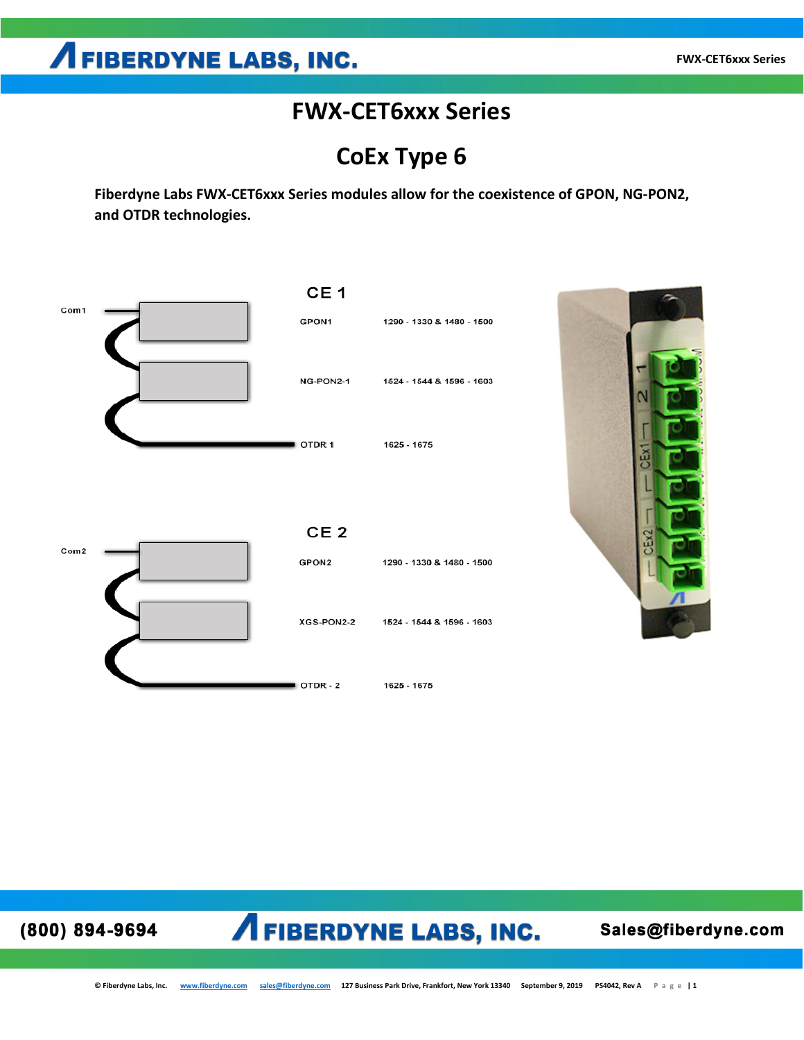# FWX-CET6xxx Series

## CoEx Type 6

**Fiberdyne Labs FWX-CET6xxx Series modules allow for the coexistence of GPON, NG-PON2, and OTDR technologies.**

### CE 1

Com1

| Port | Wavelength |
|---|---|
| GPON1 | 1290 - 1330 & 1480 - 1500 |
| NG-PON2-1 | 1524 - 1544 & 1596 - 1603 |
| OTDR 1 | 1625 - 1675 |

### CE 2

Com2

| Port | Wavelength |
|---|---|
| GPON2 | 1290 - 1330 & 1480 - 1500 |
| XGS-PON2-2 | 1524 - 1544 & 1596 - 1603 |
| OTDR - 2 | 1625 - 1675 |

(800) 894-9694 FIBERDYNE LABS, INC. Sales@fiberdyne.com

© Fiberdyne Labs, Inc. www.fiberdyne.com sales@fiberdyne.com 127 Business Park Drive, Frankfort, New York 13340 September 9, 2019 PS4042, Rev A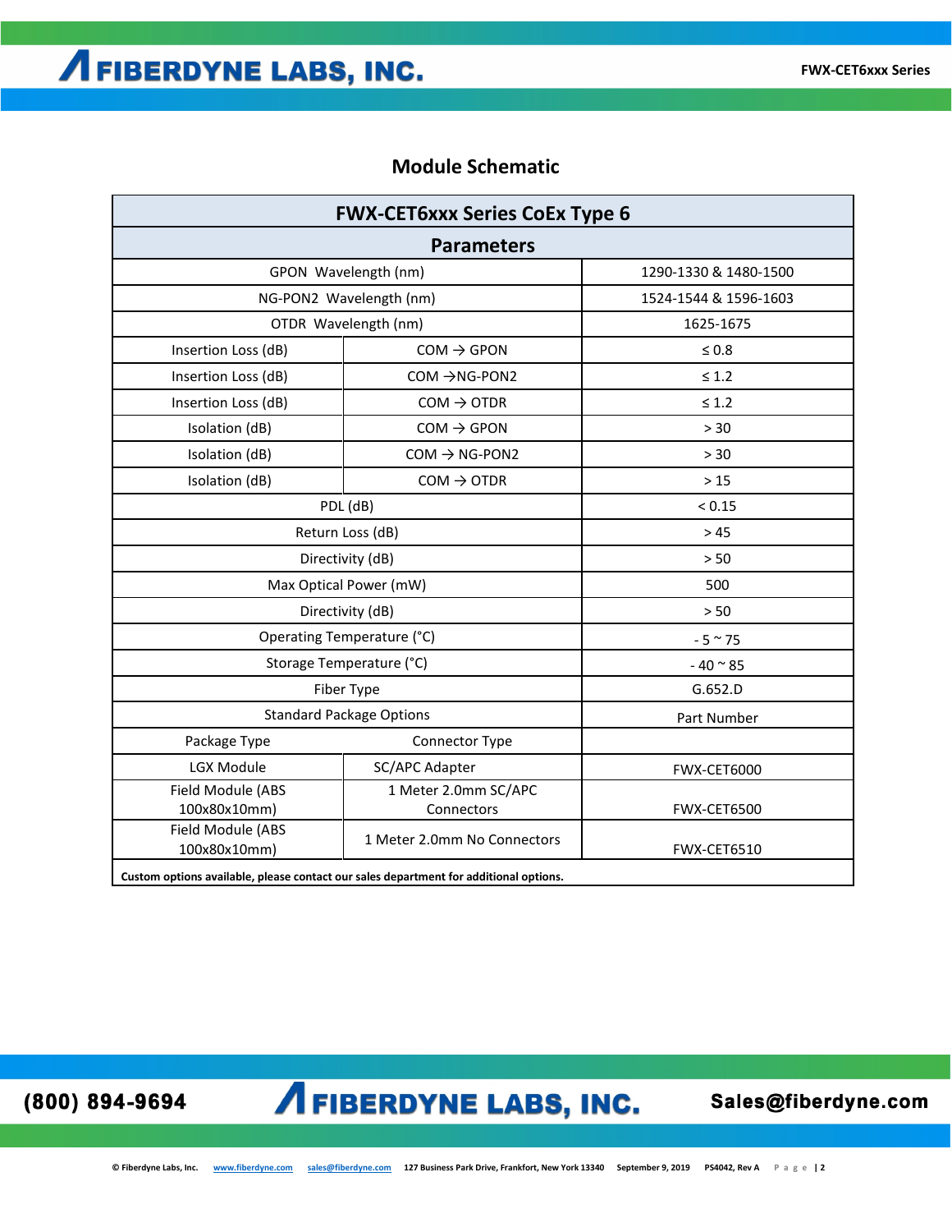## Module Schematic

| FWX-CET6xxx Series CoEx Type 6 | | |
|---|---|---|
| **Parameters** | | |
| GPON Wavelength (nm) | | 1290-1330 & 1480-1500 |
| NG-PON2 Wavelength (nm) | | 1524-1544 & 1596-1603 |
| OTDR Wavelength (nm) | | 1625-1675 |
| Insertion Loss (dB) | COM → GPON | ≤ 0.8 |
| Insertion Loss (dB) | COM →NG-PON2 | ≤ 1.2 |
| Insertion Loss (dB) | COM → OTDR | ≤ 1.2 |
| Isolation (dB) | COM → GPON | > 30 |
| Isolation (dB) | COM → NG-PON2 | > 30 |
| Isolation (dB) | COM → OTDR | > 15 |
| PDL (dB) | | < 0.15 |
| Return Loss (dB) | | > 45 |
| Directivity (dB) | | > 50 |
| Max Optical Power (mW) | | 500 |
| Directivity (dB) | | > 50 |
| Operating Temperature (°C) | | - 5 ~ 75 |
| Storage Temperature (°C) | | - 40 ~ 85 |
| Fiber Type | | G.652.D |
| Standard Package Options | | Part Number |
| Package Type | Connector Type | |
| LGX Module | SC/APC Adapter | FWX-CET6000 |
| Field Module (ABS 100x80x10mm) | 1 Meter 2.0mm SC/APC Connectors | FWX-CET6500 |
| Field Module (ABS 100x80x10mm) | 1 Meter 2.0mm No Connectors | FWX-CET6510 |
| **Custom options available, please contact our sales department for additional options.** | | |

(800) 894-9694 FIBERDYNE LABS, INC. Sales@fiberdyne.com

© Fiberdyne Labs, Inc. www.fiberdyne.com sales@fiberdyne.com 127 Business Park Drive, Frankfort, New York 13340 September 9, 2019 PS4042, Rev A